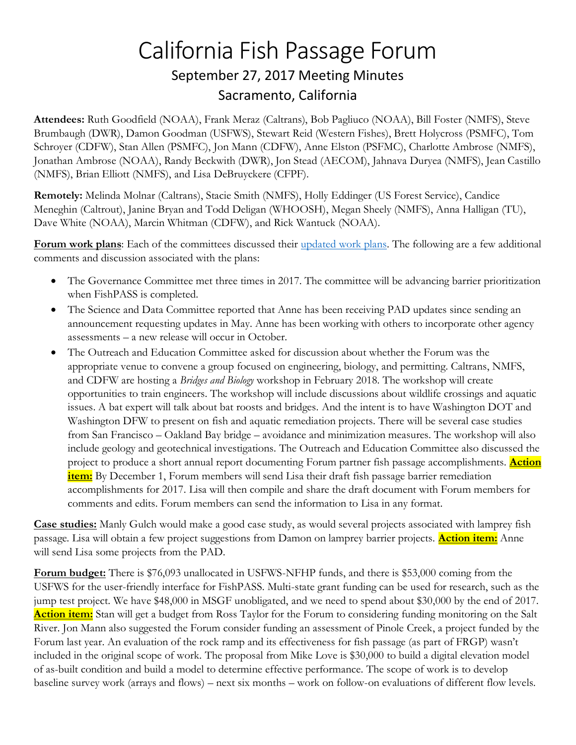# California Fish Passage Forum

## September 27, 2017 Meeting Minutes

## Sacramento, California

**Attendees:** Ruth Goodfield (NOAA), Frank Meraz (Caltrans), Bob Pagliuco (NOAA), Bill Foster (NMFS), Steve Brumbaugh (DWR), Damon Goodman (USFWS), Stewart Reid (Western Fishes), Brett Holycross (PSMFC), Tom Schroyer (CDFW), Stan Allen (PSMFC), Jon Mann (CDFW), Anne Elston (PSFMC), Charlotte Ambrose (NMFS), Jonathan Ambrose (NOAA), Randy Beckwith (DWR), Jon Stead (AECOM), Jahnava Duryea (NMFS), Jean Castillo (NMFS), Brian Elliott (NMFS), and Lisa DeBruyckere (CFPF).

**Remotely:** Melinda Molnar (Caltrans), Stacie Smith (NMFS), Holly Eddinger (US Forest Service), Candice Meneghin (Caltrout), Janine Bryan and Todd Deligan (WHOOSH), Megan Sheely (NMFS), Anna Halligan (TU), Dave White (NOAA), Marcin Whitman (CDFW), and Rick Wantuck (NOAA).

**Forum work plans**: Each of the committees discussed their updated work plans. The following are a few additional comments and discussion associated with the plans:

- The Governance Committee met three times in 2017. The committee will be advancing barrier prioritization when FishPASS is completed.
- The Science and Data Committee reported that Anne has been receiving PAD updates since sending an announcement requesting updates in May. Anne has been working with others to incorporate other agency assessments – a new release will occur in October.
- The Outreach and Education Committee asked for discussion about whether the Forum was the appropriate venue to convene a group focused on engineering, biology, and permitting. Caltrans, NMFS, and CDFW are hosting a *Bridges and Biology* workshop in February 2018. The workshop will create opportunities to train engineers. The workshop will include discussions about wildlife crossings and aquatic issues. A bat expert will talk about bat roosts and bridges. And the intent is to have Washington DOT and Washington DFW to present on fish and aquatic remediation projects. There will be several case studies from San Francisco – Oakland Bay bridge – avoidance and minimization measures. The workshop will also include geology and geotechnical investigations. The Outreach and Education Committee also discussed the project to produce a short annual report documenting Forum partner fish passage accomplishments. **Action item:** By December 1, Forum members will send Lisa their draft fish passage barrier remediation accomplishments for 2017. Lisa will then compile and share the draft document with Forum members for comments and edits. Forum members can send the information to Lisa in any format.

**Case studies:** Manly Gulch would make a good case study, as would several projects associated with lamprey fish passage. Lisa will obtain a few project suggestions from Damon on lamprey barrier projects. **Action item:** Anne will send Lisa some projects from the PAD.

**Forum budget:** There is $76,093 unallocated in USFWS-NFHP funds, and there is $53,000 coming from the USFWS for the user-friendly interface for FishPASS. Multi-state grant funding can be used for research, such as the jump test project. We have $48,000 in MSGF unobligated, and we need to spend about $30,000 by the end of 2017. **Action item:** Stan will get a budget from Ross Taylor for the Forum to considering funding monitoring on the Salt River. Jon Mann also suggested the Forum consider funding an assessment of Pinole Creek, a project funded by the Forum last year. An evaluation of the rock ramp and its effectiveness for fish passage (as part of FRGP) wasn't included in the original scope of work. The proposal from Mike Love is $30,000 to build a digital elevation model of as-built condition and build a model to determine effective performance. The scope of work is to develop baseline survey work (arrays and flows) – next six months – work on follow-on evaluations of different flow levels.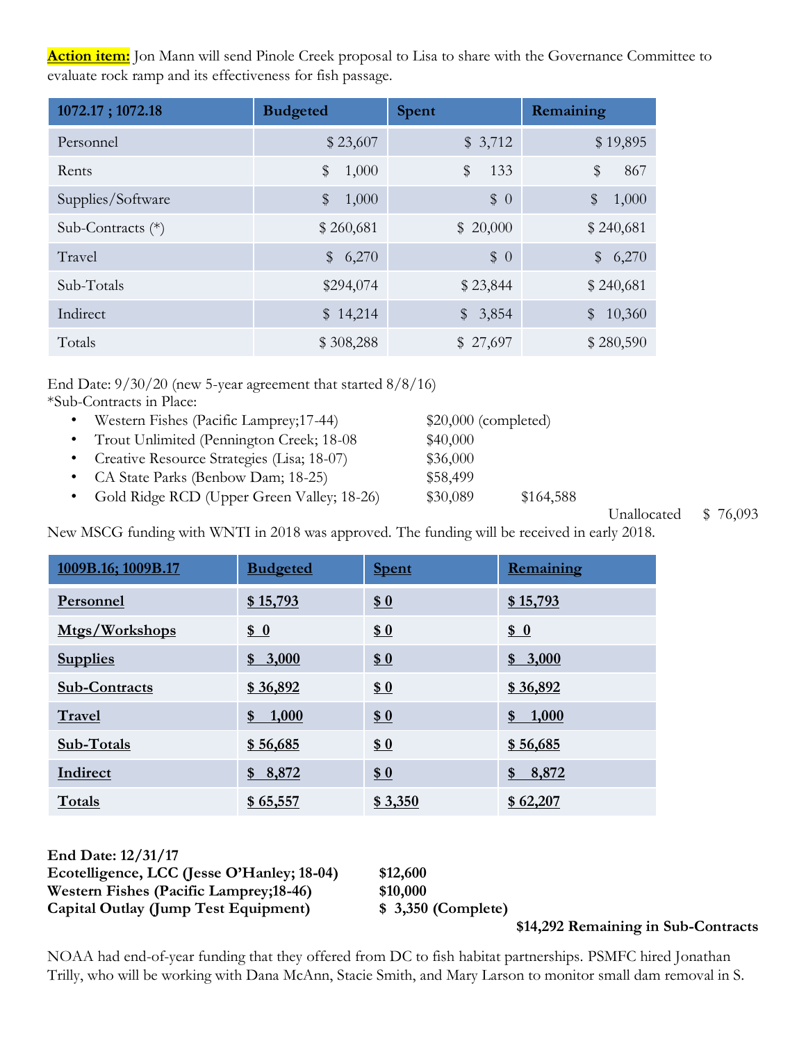**Action item:** Jon Mann will send Pinole Creek proposal to Lisa to share with the Governance Committee to evaluate rock ramp and its effectiveness for fish passage.

| 1072.17 ; 1072.18 | Budgeted | Spent | Remaining |
|---|---|---|---|
| Personnel | $ 23,607 | $ 3,712 | $ 19,895 |
| Rents | $ 1,000 | $ 133 | $ 867 |
| Supplies/Software | $ 1,000 | $ 0 | $ 1,000 |
| Sub-Contracts (*) | $ 260,681 | $ 20,000 | $ 240,681 |
| Travel | $ 6,270 | $ 0 | $ 6,270 |
| Sub-Totals | $294,074 | $ 23,844 | $ 240,681 |
| Indirect | $ 14,214 | $ 3,854 | $ 10,360 |
| Totals | $ 308,288 | $ 27,697 | $ 280,590 |

End Date: 9/30/20 (new 5-year agreement that started 8/8/16)
*Sub-Contracts in Place:

- Western Fishes (Pacific Lamprey;17-44) $20,000 (completed)
- Trout Unlimited (Pennington Creek; 18-08 $40,000
- Creative Resource Strategies (Lisa; 18-07) $36,000
- CA State Parks (Benbow Dam; 18-25) $58,499
- Gold Ridge RCD (Upper Green Valley; 18-26) $30,089 $164,588

Unallocated $ 76,093

New MSCG funding with WNTI in 2018 was approved. The funding will be received in early 2018.

| 1009B.16; 1009B.17 | Budgeted | Spent | Remaining |
|---|---|---|---|
| Personnel | $ 15,793 | $ 0 | $ 15,793 |
| Mtgs/Workshops | $ 0 | $ 0 | $ 0 |
| Supplies | $ 3,000 | $ 0 | $ 3,000 |
| Sub-Contracts | $ 36,892 | $ 0 | $ 36,892 |
| Travel | $ 1,000 | $ 0 | $ 1,000 |
| Sub-Totals | $ 56,685 | $ 0 | $ 56,685 |
| Indirect | $ 8,872 | $ 0 | $ 8,872 |
| Totals | $ 65,557 | $ 3,350 | $ 62,207 |

**End Date: 12/31/17**
**Ecotelligence, LCC (Jesse O'Hanley; 18-04) $12,600**
**Western Fishes (Pacific Lamprey;18-46) $10,000**
**Capital Outlay (Jump Test Equipment) $ 3,350 (Complete)**

**$14,292 Remaining in Sub-Contracts**

NOAA had end-of-year funding that they offered from DC to fish habitat partnerships. PSMFC hired Jonathan Trilly, who will be working with Dana McAnn, Stacie Smith, and Mary Larson to monitor small dam removal in S.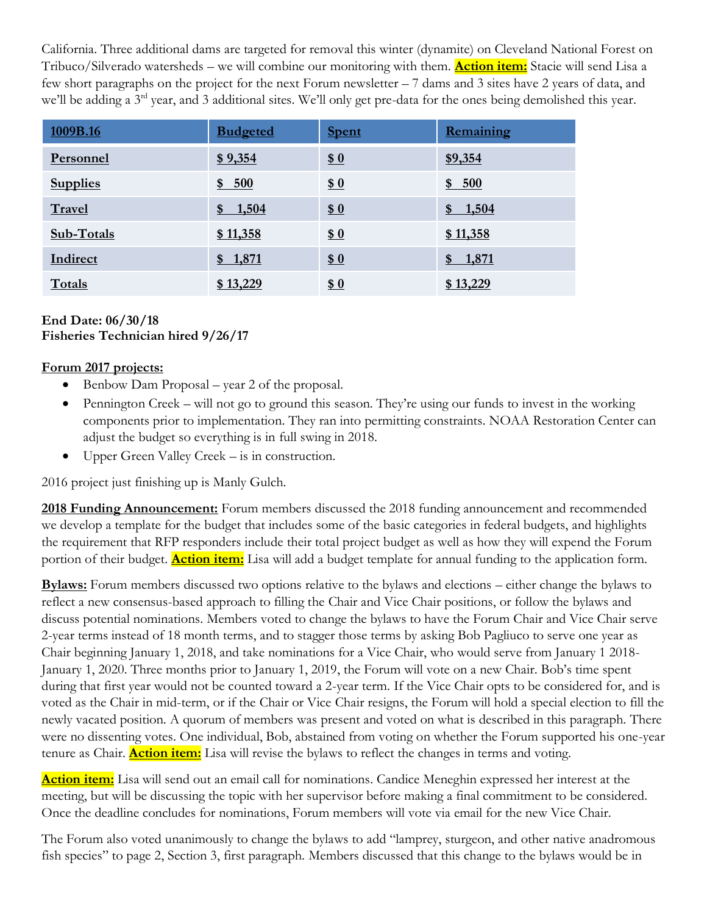California. Three additional dams are targeted for removal this winter (dynamite) on Cleveland National Forest on Tribuco/Silverado watersheds – we will combine our monitoring with them. **Action item:** Stacie will send Lisa a few short paragraphs on the project for the next Forum newsletter – 7 dams and 3 sites have 2 years of data, and we'll be adding a 3rd year, and 3 additional sites. We'll only get pre-data for the ones being demolished this year.

| 1009B.16 | Budgeted | Spent | Remaining |
|---|---|---|---|
| Personnel | $ 9,354 | $ 0 | $9,354 |
| Supplies | $ 500 | $ 0 | $ 500 |
| Travel | $ 1,504 | $ 0 | $ 1,504 |
| Sub-Totals | $ 11,358 | $ 0 | $ 11,358 |
| Indirect | $ 1,871 | $ 0 | $ 1,871 |
| Totals | $ 13,229 | $ 0 | $ 13,229 |

**End Date: 06/30/18**
**Fisheries Technician hired 9/26/17**

**Forum 2017 projects:**

- Benbow Dam Proposal – year 2 of the proposal.
- Pennington Creek – will not go to ground this season. They're using our funds to invest in the working components prior to implementation. They ran into permitting constraints. NOAA Restoration Center can adjust the budget so everything is in full swing in 2018.
- Upper Green Valley Creek – is in construction.

2016 project just finishing up is Manly Gulch.

**2018 Funding Announcement:** Forum members discussed the 2018 funding announcement and recommended we develop a template for the budget that includes some of the basic categories in federal budgets, and highlights the requirement that RFP responders include their total project budget as well as how they will expend the Forum portion of their budget. **Action item:** Lisa will add a budget template for annual funding to the application form.

**Bylaws:** Forum members discussed two options relative to the bylaws and elections – either change the bylaws to reflect a new consensus-based approach to filling the Chair and Vice Chair positions, or follow the bylaws and discuss potential nominations. Members voted to change the bylaws to have the Forum Chair and Vice Chair serve 2-year terms instead of 18 month terms, and to stagger those terms by asking Bob Pagliuco to serve one year as Chair beginning January 1, 2018, and take nominations for a Vice Chair, who would serve from January 1 2018-January 1, 2020. Three months prior to January 1, 2019, the Forum will vote on a new Chair. Bob's time spent during that first year would not be counted toward a 2-year term. If the Vice Chair opts to be considered for, and is voted as the Chair in mid-term, or if the Chair or Vice Chair resigns, the Forum will hold a special election to fill the newly vacated position. A quorum of members was present and voted on what is described in this paragraph. There were no dissenting votes. One individual, Bob, abstained from voting on whether the Forum supported his one-year tenure as Chair. **Action item:** Lisa will revise the bylaws to reflect the changes in terms and voting.

**Action item:** Lisa will send out an email call for nominations. Candice Meneghin expressed her interest at the meeting, but will be discussing the topic with her supervisor before making a final commitment to be considered. Once the deadline concludes for nominations, Forum members will vote via email for the new Vice Chair.

The Forum also voted unanimously to change the bylaws to add "lamprey, sturgeon, and other native anadromous fish species" to page 2, Section 3, first paragraph. Members discussed that this change to the bylaws would be in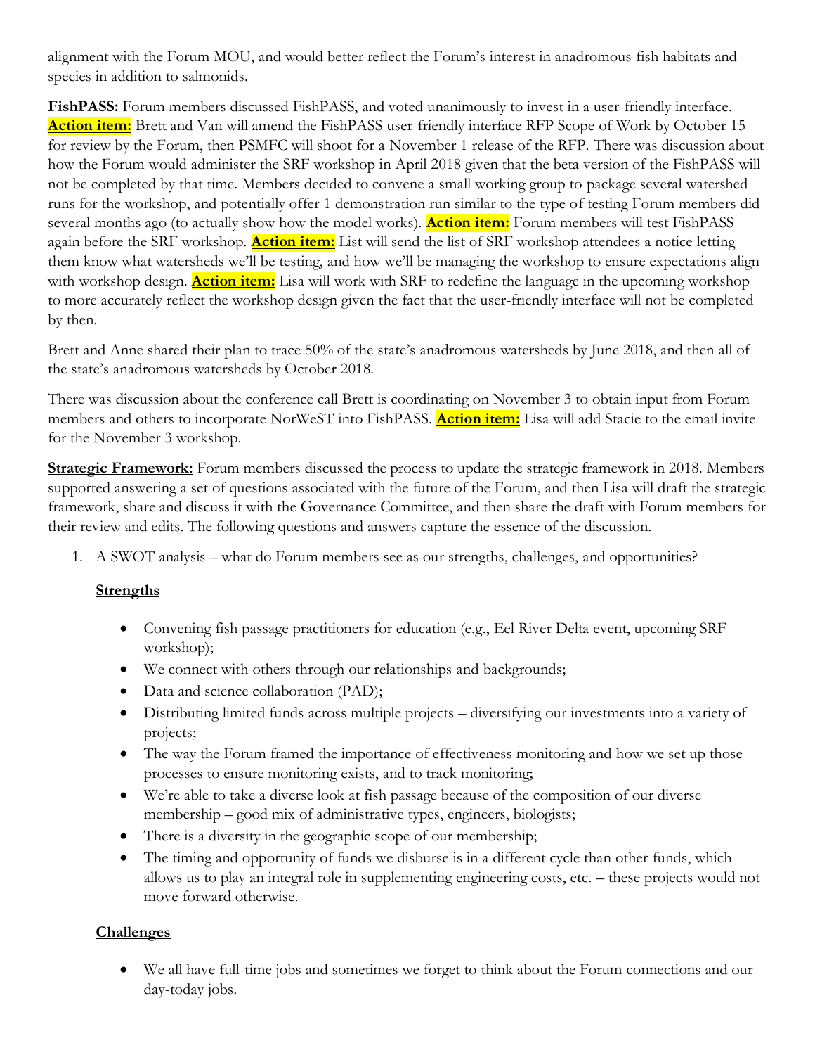alignment with the Forum MOU, and would better reflect the Forum's interest in anadromous fish habitats and species in addition to salmonids.

**FishPASS:** Forum members discussed FishPASS, and voted unanimously to invest in a user-friendly interface. **Action item:** Brett and Van will amend the FishPASS user-friendly interface RFP Scope of Work by October 15 for review by the Forum, then PSMFC will shoot for a November 1 release of the RFP. There was discussion about how the Forum would administer the SRF workshop in April 2018 given that the beta version of the FishPASS will not be completed by that time. Members decided to convene a small working group to package several watershed runs for the workshop, and potentially offer 1 demonstration run similar to the type of testing Forum members did several months ago (to actually show how the model works). **Action item:** Forum members will test FishPASS again before the SRF workshop. **Action item:** List will send the list of SRF workshop attendees a notice letting them know what watersheds we'll be testing, and how we'll be managing the workshop to ensure expectations align with workshop design. **Action item:** Lisa will work with SRF to redefine the language in the upcoming workshop to more accurately reflect the workshop design given the fact that the user-friendly interface will not be completed by then.

Brett and Anne shared their plan to trace 50% of the state's anadromous watersheds by June 2018, and then all of the state's anadromous watersheds by October 2018.

There was discussion about the conference call Brett is coordinating on November 3 to obtain input from Forum members and others to incorporate NorWeST into FishPASS. **Action item:** Lisa will add Stacie to the email invite for the November 3 workshop.

**Strategic Framework:** Forum members discussed the process to update the strategic framework in 2018. Members supported answering a set of questions associated with the future of the Forum, and then Lisa will draft the strategic framework, share and discuss it with the Governance Committee, and then share the draft with Forum members for their review and edits. The following questions and answers capture the essence of the discussion.

1. A SWOT analysis – what do Forum members see as our strengths, challenges, and opportunities?

**Strengths**

- Convening fish passage practitioners for education (e.g., Eel River Delta event, upcoming SRF workshop);
- We connect with others through our relationships and backgrounds;
- Data and science collaboration (PAD);
- Distributing limited funds across multiple projects – diversifying our investments into a variety of projects;
- The way the Forum framed the importance of effectiveness monitoring and how we set up those processes to ensure monitoring exists, and to track monitoring;
- We're able to take a diverse look at fish passage because of the composition of our diverse membership – good mix of administrative types, engineers, biologists;
- There is a diversity in the geographic scope of our membership;
- The timing and opportunity of funds we disburse is in a different cycle than other funds, which allows us to play an integral role in supplementing engineering costs, etc. – these projects would not move forward otherwise.

**Challenges**

- We all have full-time jobs and sometimes we forget to think about the Forum connections and our day-today jobs.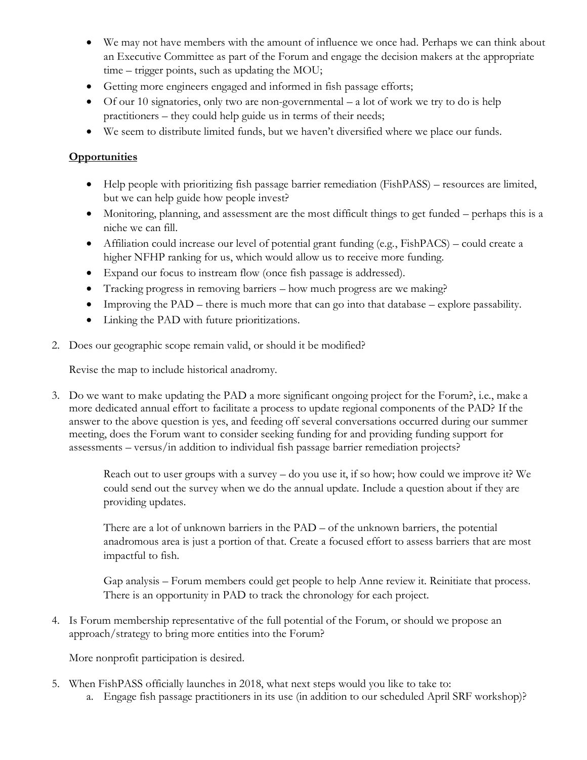- We may not have members with the amount of influence we once had. Perhaps we can think about an Executive Committee as part of the Forum and engage the decision makers at the appropriate time – trigger points, such as updating the MOU;
- Getting more engineers engaged and informed in fish passage efforts;
- Of our 10 signatories, only two are non-governmental – a lot of work we try to do is help practitioners – they could help guide us in terms of their needs;
- We seem to distribute limited funds, but we haven't diversified where we place our funds.

**Opportunities**

- Help people with prioritizing fish passage barrier remediation (FishPASS) – resources are limited, but we can help guide how people invest?
- Monitoring, planning, and assessment are the most difficult things to get funded – perhaps this is a niche we can fill.
- Affiliation could increase our level of potential grant funding (e.g., FishPACS) – could create a higher NFHP ranking for us, which would allow us to receive more funding.
- Expand our focus to instream flow (once fish passage is addressed).
- Tracking progress in removing barriers – how much progress are we making?
- Improving the PAD – there is much more that can go into that database – explore passability.
- Linking the PAD with future prioritizations.

2. Does our geographic scope remain valid, or should it be modified?

   Revise the map to include historical anadromy.

3. Do we want to make updating the PAD a more significant ongoing project for the Forum?, i.e., make a more dedicated annual effort to facilitate a process to update regional components of the PAD? If the answer to the above question is yes, and feeding off several conversations occurred during our summer meeting, does the Forum want to consider seeking funding for and providing funding support for assessments – versus/in addition to individual fish passage barrier remediation projects?

   Reach out to user groups with a survey – do you use it, if so how; how could we improve it? We could send out the survey when we do the annual update. Include a question about if they are providing updates.

   There are a lot of unknown barriers in the PAD – of the unknown barriers, the potential anadromous area is just a portion of that. Create a focused effort to assess barriers that are most impactful to fish.

   Gap analysis – Forum members could get people to help Anne review it. Reinitiate that process. There is an opportunity in PAD to track the chronology for each project.

4. Is Forum membership representative of the full potential of the Forum, or should we propose an approach/strategy to bring more entities into the Forum?

   More nonprofit participation is desired.

5. When FishPASS officially launches in 2018, what next steps would you like to take to:
   a. Engage fish passage practitioners in its use (in addition to our scheduled April SRF workshop)?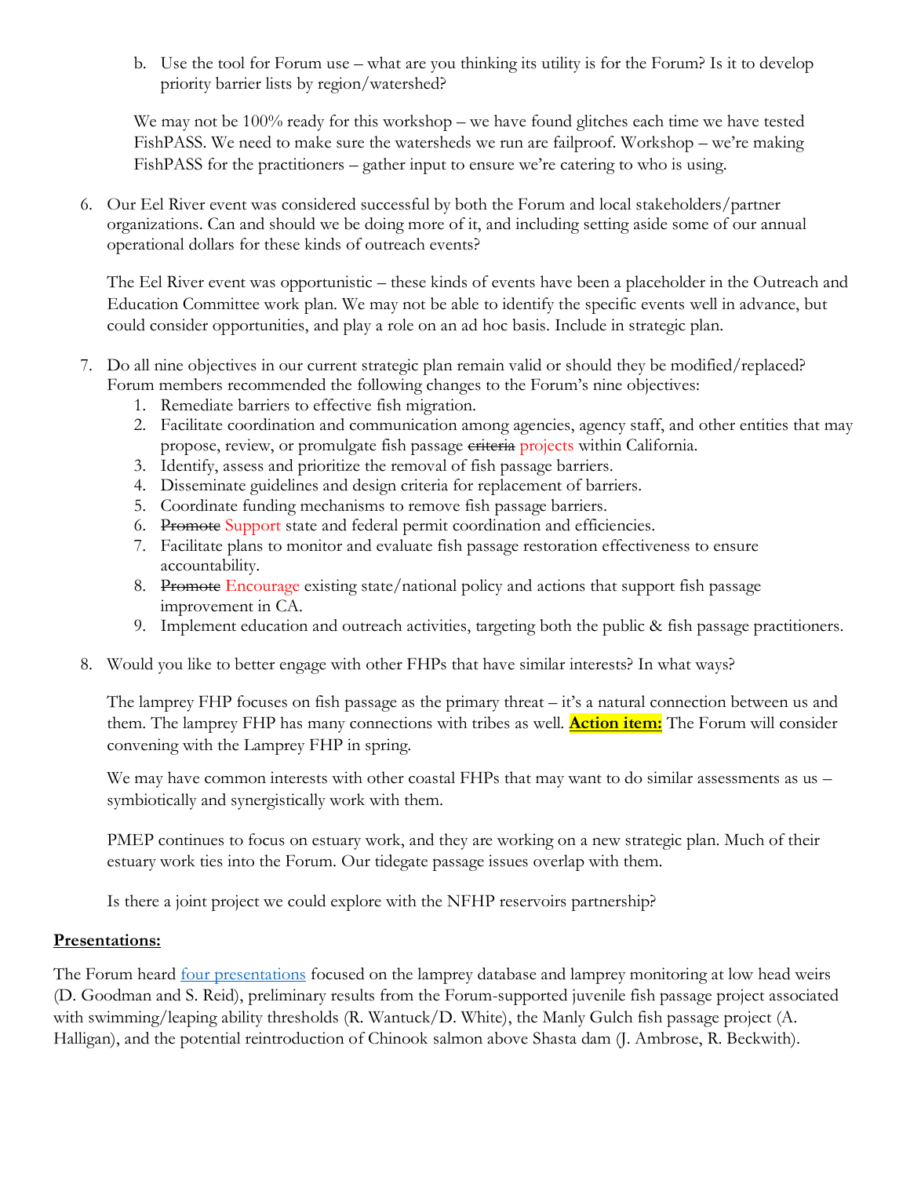b. Use the tool for Forum use – what are you thinking its utility is for the Forum? Is it to develop priority barrier lists by region/watershed?

We may not be 100% ready for this workshop – we have found glitches each time we have tested FishPASS. We need to make sure the watersheds we run are failproof. Workshop – we're making FishPASS for the practitioners – gather input to ensure we're catering to who is using.

6. Our Eel River event was considered successful by both the Forum and local stakeholders/partner organizations. Can and should we be doing more of it, and including setting aside some of our annual operational dollars for these kinds of outreach events?

   The Eel River event was opportunistic – these kinds of events have been a placeholder in the Outreach and Education Committee work plan. We may not be able to identify the specific events well in advance, but could consider opportunities, and play a role on an ad hoc basis. Include in strategic plan.

7. Do all nine objectives in our current strategic plan remain valid or should they be modified/replaced? Forum members recommended the following changes to the Forum's nine objectives:
   1. Remediate barriers to effective fish migration.
   2. Facilitate coordination and communication among agencies, agency staff, and other entities that may propose, review, or promulgate fish passage ~~criteria~~ projects within California.
   3. Identify, assess and prioritize the removal of fish passage barriers.
   4. Disseminate guidelines and design criteria for replacement of barriers.
   5. Coordinate funding mechanisms to remove fish passage barriers.
   6. ~~Promote~~ Support state and federal permit coordination and efficiencies.
   7. Facilitate plans to monitor and evaluate fish passage restoration effectiveness to ensure accountability.
   8. ~~Promote~~ Encourage existing state/national policy and actions that support fish passage improvement in CA.
   9. Implement education and outreach activities, targeting both the public & fish passage practitioners.

8. Would you like to better engage with other FHPs that have similar interests? In what ways?

   The lamprey FHP focuses on fish passage as the primary threat – it's a natural connection between us and them. The lamprey FHP has many connections with tribes as well. **Action item:** The Forum will consider convening with the Lamprey FHP in spring.

   We may have common interests with other coastal FHPs that may want to do similar assessments as us – symbiotically and synergistically work with them.

   PMEP continues to focus on estuary work, and they are working on a new strategic plan. Much of their estuary work ties into the Forum. Our tidegate passage issues overlap with them.

   Is there a joint project we could explore with the NFHP reservoirs partnership?

**Presentations:**

The Forum heard four presentations focused on the lamprey database and lamprey monitoring at low head weirs (D. Goodman and S. Reid), preliminary results from the Forum-supported juvenile fish passage project associated with swimming/leaping ability thresholds (R. Wantuck/D. White), the Manly Gulch fish passage project (A. Halligan), and the potential reintroduction of Chinook salmon above Shasta dam (J. Ambrose, R. Beckwith).